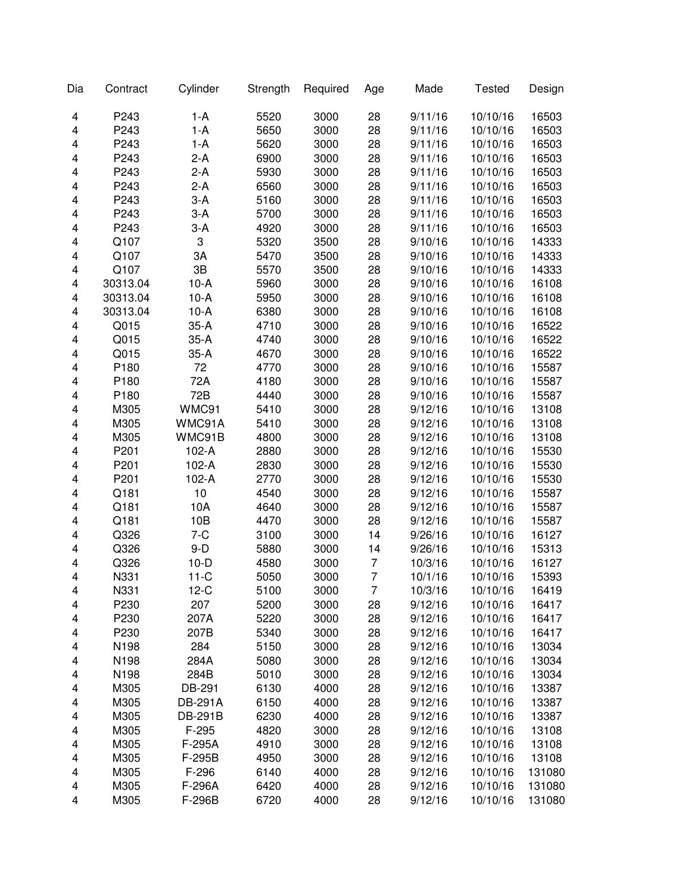| Dia | Contract | Cylinder | Strength | Required | Age | Made | Tested | Design |
|---|---|---|---|---|---|---|---|---|
| 4 | P243 | 1-A | 5520 | 3000 | 28 | 9/11/16 | 10/10/16 | 16503 |
| 4 | P243 | 1-A | 5650 | 3000 | 28 | 9/11/16 | 10/10/16 | 16503 |
| 4 | P243 | 1-A | 5620 | 3000 | 28 | 9/11/16 | 10/10/16 | 16503 |
| 4 | P243 | 2-A | 6900 | 3000 | 28 | 9/11/16 | 10/10/16 | 16503 |
| 4 | P243 | 2-A | 5930 | 3000 | 28 | 9/11/16 | 10/10/16 | 16503 |
| 4 | P243 | 2-A | 6560 | 3000 | 28 | 9/11/16 | 10/10/16 | 16503 |
| 4 | P243 | 3-A | 5160 | 3000 | 28 | 9/11/16 | 10/10/16 | 16503 |
| 4 | P243 | 3-A | 5700 | 3000 | 28 | 9/11/16 | 10/10/16 | 16503 |
| 4 | P243 | 3-A | 4920 | 3000 | 28 | 9/11/16 | 10/10/16 | 16503 |
| 4 | Q107 | 3 | 5320 | 3500 | 28 | 9/10/16 | 10/10/16 | 14333 |
| 4 | Q107 | 3A | 5470 | 3500 | 28 | 9/10/16 | 10/10/16 | 14333 |
| 4 | Q107 | 3B | 5570 | 3500 | 28 | 9/10/16 | 10/10/16 | 14333 |
| 4 | 30313.04 | 10-A | 5960 | 3000 | 28 | 9/10/16 | 10/10/16 | 16108 |
| 4 | 30313.04 | 10-A | 5950 | 3000 | 28 | 9/10/16 | 10/10/16 | 16108 |
| 4 | 30313.04 | 10-A | 6380 | 3000 | 28 | 9/10/16 | 10/10/16 | 16108 |
| 4 | Q015 | 35-A | 4710 | 3000 | 28 | 9/10/16 | 10/10/16 | 16522 |
| 4 | Q015 | 35-A | 4740 | 3000 | 28 | 9/10/16 | 10/10/16 | 16522 |
| 4 | Q015 | 35-A | 4670 | 3000 | 28 | 9/10/16 | 10/10/16 | 16522 |
| 4 | P180 | 72 | 4770 | 3000 | 28 | 9/10/16 | 10/10/16 | 15587 |
| 4 | P180 | 72A | 4180 | 3000 | 28 | 9/10/16 | 10/10/16 | 15587 |
| 4 | P180 | 72B | 4440 | 3000 | 28 | 9/10/16 | 10/10/16 | 15587 |
| 4 | M305 | WMC91 | 5410 | 3000 | 28 | 9/12/16 | 10/10/16 | 13108 |
| 4 | M305 | WMC91A | 5410 | 3000 | 28 | 9/12/16 | 10/10/16 | 13108 |
| 4 | M305 | WMC91B | 4800 | 3000 | 28 | 9/12/16 | 10/10/16 | 13108 |
| 4 | P201 | 102-A | 2880 | 3000 | 28 | 9/12/16 | 10/10/16 | 15530 |
| 4 | P201 | 102-A | 2830 | 3000 | 28 | 9/12/16 | 10/10/16 | 15530 |
| 4 | P201 | 102-A | 2770 | 3000 | 28 | 9/12/16 | 10/10/16 | 15530 |
| 4 | Q181 | 10 | 4540 | 3000 | 28 | 9/12/16 | 10/10/16 | 15587 |
| 4 | Q181 | 10A | 4640 | 3000 | 28 | 9/12/16 | 10/10/16 | 15587 |
| 4 | Q181 | 10B | 4470 | 3000 | 28 | 9/12/16 | 10/10/16 | 15587 |
| 4 | Q326 | 7-C | 3100 | 3000 | 14 | 9/26/16 | 10/10/16 | 16127 |
| 4 | Q326 | 9-D | 5880 | 3000 | 14 | 9/26/16 | 10/10/16 | 15313 |
| 4 | Q326 | 10-D | 4580 | 3000 | 7 | 10/3/16 | 10/10/16 | 16127 |
| 4 | N331 | 11-C | 5050 | 3000 | 7 | 10/1/16 | 10/10/16 | 15393 |
| 4 | N331 | 12-C | 5100 | 3000 | 7 | 10/3/16 | 10/10/16 | 16419 |
| 4 | P230 | 207 | 5200 | 3000 | 28 | 9/12/16 | 10/10/16 | 16417 |
| 4 | P230 | 207A | 5220 | 3000 | 28 | 9/12/16 | 10/10/16 | 16417 |
| 4 | P230 | 207B | 5340 | 3000 | 28 | 9/12/16 | 10/10/16 | 16417 |
| 4 | N198 | 284 | 5150 | 3000 | 28 | 9/12/16 | 10/10/16 | 13034 |
| 4 | N198 | 284A | 5080 | 3000 | 28 | 9/12/16 | 10/10/16 | 13034 |
| 4 | N198 | 284B | 5010 | 3000 | 28 | 9/12/16 | 10/10/16 | 13034 |
| 4 | M305 | DB-291 | 6130 | 4000 | 28 | 9/12/16 | 10/10/16 | 13387 |
| 4 | M305 | DB-291A | 6150 | 4000 | 28 | 9/12/16 | 10/10/16 | 13387 |
| 4 | M305 | DB-291B | 6230 | 4000 | 28 | 9/12/16 | 10/10/16 | 13387 |
| 4 | M305 | F-295 | 4820 | 3000 | 28 | 9/12/16 | 10/10/16 | 13108 |
| 4 | M305 | F-295A | 4910 | 3000 | 28 | 9/12/16 | 10/10/16 | 13108 |
| 4 | M305 | F-295B | 4950 | 3000 | 28 | 9/12/16 | 10/10/16 | 13108 |
| 4 | M305 | F-296 | 6140 | 4000 | 28 | 9/12/16 | 10/10/16 | 131080 |
| 4 | M305 | F-296A | 6420 | 4000 | 28 | 9/12/16 | 10/10/16 | 131080 |
| 4 | M305 | F-296B | 6720 | 4000 | 28 | 9/12/16 | 10/10/16 | 131080 |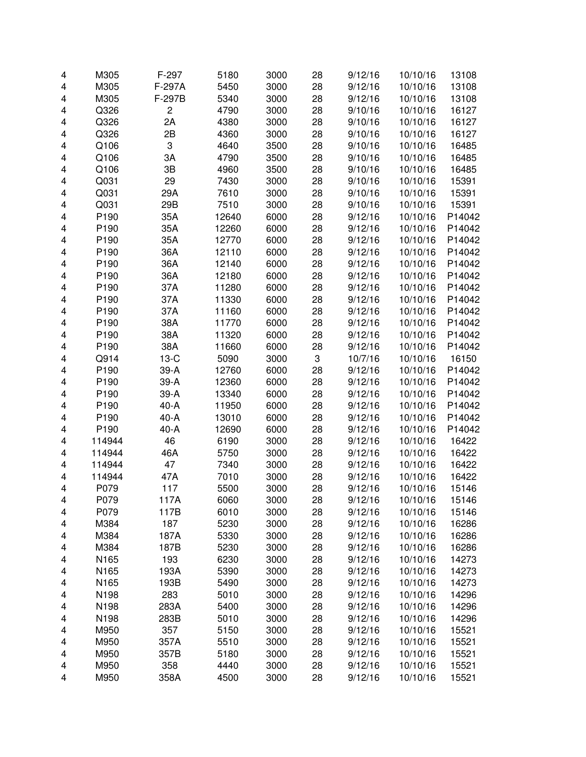| 4 | M305 | F-297 | 5180 | 3000 | 28 | 9/12/16 | 10/10/16 | 13108 |
|---|---|---|---|---|---|---|---|---|
| 4 | M305 | F-297A | 5450 | 3000 | 28 | 9/12/16 | 10/10/16 | 13108 |
| 4 | M305 | F-297B | 5340 | 3000 | 28 | 9/12/16 | 10/10/16 | 13108 |
| 4 | Q326 | 2 | 4790 | 3000 | 28 | 9/10/16 | 10/10/16 | 16127 |
| 4 | Q326 | 2A | 4380 | 3000 | 28 | 9/10/16 | 10/10/16 | 16127 |
| 4 | Q326 | 2B | 4360 | 3000 | 28 | 9/10/16 | 10/10/16 | 16127 |
| 4 | Q106 | 3 | 4640 | 3500 | 28 | 9/10/16 | 10/10/16 | 16485 |
| 4 | Q106 | 3A | 4790 | 3500 | 28 | 9/10/16 | 10/10/16 | 16485 |
| 4 | Q106 | 3B | 4960 | 3500 | 28 | 9/10/16 | 10/10/16 | 16485 |
| 4 | Q031 | 29 | 7430 | 3000 | 28 | 9/10/16 | 10/10/16 | 15391 |
| 4 | Q031 | 29A | 7610 | 3000 | 28 | 9/10/16 | 10/10/16 | 15391 |
| 4 | Q031 | 29B | 7510 | 3000 | 28 | 9/10/16 | 10/10/16 | 15391 |
| 4 | P190 | 35A | 12640 | 6000 | 28 | 9/12/16 | 10/10/16 | P14042 |
| 4 | P190 | 35A | 12260 | 6000 | 28 | 9/12/16 | 10/10/16 | P14042 |
| 4 | P190 | 35A | 12770 | 6000 | 28 | 9/12/16 | 10/10/16 | P14042 |
| 4 | P190 | 36A | 12110 | 6000 | 28 | 9/12/16 | 10/10/16 | P14042 |
| 4 | P190 | 36A | 12140 | 6000 | 28 | 9/12/16 | 10/10/16 | P14042 |
| 4 | P190 | 36A | 12180 | 6000 | 28 | 9/12/16 | 10/10/16 | P14042 |
| 4 | P190 | 37A | 11280 | 6000 | 28 | 9/12/16 | 10/10/16 | P14042 |
| 4 | P190 | 37A | 11330 | 6000 | 28 | 9/12/16 | 10/10/16 | P14042 |
| 4 | P190 | 37A | 11160 | 6000 | 28 | 9/12/16 | 10/10/16 | P14042 |
| 4 | P190 | 38A | 11770 | 6000 | 28 | 9/12/16 | 10/10/16 | P14042 |
| 4 | P190 | 38A | 11320 | 6000 | 28 | 9/12/16 | 10/10/16 | P14042 |
| 4 | P190 | 38A | 11660 | 6000 | 28 | 9/12/16 | 10/10/16 | P14042 |
| 4 | Q914 | 13-C | 5090 | 3000 | 3 | 10/7/16 | 10/10/16 | 16150 |
| 4 | P190 | 39-A | 12760 | 6000 | 28 | 9/12/16 | 10/10/16 | P14042 |
| 4 | P190 | 39-A | 12360 | 6000 | 28 | 9/12/16 | 10/10/16 | P14042 |
| 4 | P190 | 39-A | 13340 | 6000 | 28 | 9/12/16 | 10/10/16 | P14042 |
| 4 | P190 | 40-A | 11950 | 6000 | 28 | 9/12/16 | 10/10/16 | P14042 |
| 4 | P190 | 40-A | 13010 | 6000 | 28 | 9/12/16 | 10/10/16 | P14042 |
| 4 | P190 | 40-A | 12690 | 6000 | 28 | 9/12/16 | 10/10/16 | P14042 |
| 4 | 114944 | 46 | 6190 | 3000 | 28 | 9/12/16 | 10/10/16 | 16422 |
| 4 | 114944 | 46A | 5750 | 3000 | 28 | 9/12/16 | 10/10/16 | 16422 |
| 4 | 114944 | 47 | 7340 | 3000 | 28 | 9/12/16 | 10/10/16 | 16422 |
| 4 | 114944 | 47A | 7010 | 3000 | 28 | 9/12/16 | 10/10/16 | 16422 |
| 4 | P079 | 117 | 5500 | 3000 | 28 | 9/12/16 | 10/10/16 | 15146 |
| 4 | P079 | 117A | 6060 | 3000 | 28 | 9/12/16 | 10/10/16 | 15146 |
| 4 | P079 | 117B | 6010 | 3000 | 28 | 9/12/16 | 10/10/16 | 15146 |
| 4 | M384 | 187 | 5230 | 3000 | 28 | 9/12/16 | 10/10/16 | 16286 |
| 4 | M384 | 187A | 5330 | 3000 | 28 | 9/12/16 | 10/10/16 | 16286 |
| 4 | M384 | 187B | 5230 | 3000 | 28 | 9/12/16 | 10/10/16 | 16286 |
| 4 | N165 | 193 | 6230 | 3000 | 28 | 9/12/16 | 10/10/16 | 14273 |
| 4 | N165 | 193A | 5390 | 3000 | 28 | 9/12/16 | 10/10/16 | 14273 |
| 4 | N165 | 193B | 5490 | 3000 | 28 | 9/12/16 | 10/10/16 | 14273 |
| 4 | N198 | 283 | 5010 | 3000 | 28 | 9/12/16 | 10/10/16 | 14296 |
| 4 | N198 | 283A | 5400 | 3000 | 28 | 9/12/16 | 10/10/16 | 14296 |
| 4 | N198 | 283B | 5010 | 3000 | 28 | 9/12/16 | 10/10/16 | 14296 |
| 4 | M950 | 357 | 5150 | 3000 | 28 | 9/12/16 | 10/10/16 | 15521 |
| 4 | M950 | 357A | 5510 | 3000 | 28 | 9/12/16 | 10/10/16 | 15521 |
| 4 | M950 | 357B | 5180 | 3000 | 28 | 9/12/16 | 10/10/16 | 15521 |
| 4 | M950 | 358 | 4440 | 3000 | 28 | 9/12/16 | 10/10/16 | 15521 |
| 4 | M950 | 358A | 4500 | 3000 | 28 | 9/12/16 | 10/10/16 | 15521 |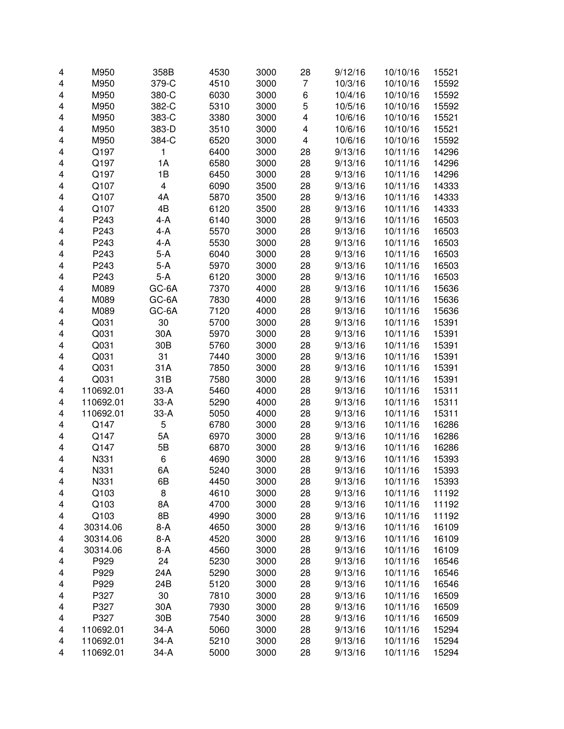| | | | | | | | | |
|---|---|---|---|---|---|---|---|---|
| 4 | M950 | 358B | 4530 | 3000 | 28 | 9/12/16 | 10/10/16 | 15521 |
| 4 | M950 | 379-C | 4510 | 3000 | 7 | 10/3/16 | 10/10/16 | 15592 |
| 4 | M950 | 380-C | 6030 | 3000 | 6 | 10/4/16 | 10/10/16 | 15592 |
| 4 | M950 | 382-C | 5310 | 3000 | 5 | 10/5/16 | 10/10/16 | 15592 |
| 4 | M950 | 383-C | 3380 | 3000 | 4 | 10/6/16 | 10/10/16 | 15521 |
| 4 | M950 | 383-D | 3510 | 3000 | 4 | 10/6/16 | 10/10/16 | 15521 |
| 4 | M950 | 384-C | 6520 | 3000 | 4 | 10/6/16 | 10/10/16 | 15592 |
| 4 | Q197 | 1 | 6400 | 3000 | 28 | 9/13/16 | 10/11/16 | 14296 |
| 4 | Q197 | 1A | 6580 | 3000 | 28 | 9/13/16 | 10/11/16 | 14296 |
| 4 | Q197 | 1B | 6450 | 3000 | 28 | 9/13/16 | 10/11/16 | 14296 |
| 4 | Q107 | 4 | 6090 | 3500 | 28 | 9/13/16 | 10/11/16 | 14333 |
| 4 | Q107 | 4A | 5870 | 3500 | 28 | 9/13/16 | 10/11/16 | 14333 |
| 4 | Q107 | 4B | 6120 | 3500 | 28 | 9/13/16 | 10/11/16 | 14333 |
| 4 | P243 | 4-A | 6140 | 3000 | 28 | 9/13/16 | 10/11/16 | 16503 |
| 4 | P243 | 4-A | 5570 | 3000 | 28 | 9/13/16 | 10/11/16 | 16503 |
| 4 | P243 | 4-A | 5530 | 3000 | 28 | 9/13/16 | 10/11/16 | 16503 |
| 4 | P243 | 5-A | 6040 | 3000 | 28 | 9/13/16 | 10/11/16 | 16503 |
| 4 | P243 | 5-A | 5970 | 3000 | 28 | 9/13/16 | 10/11/16 | 16503 |
| 4 | P243 | 5-A | 6120 | 3000 | 28 | 9/13/16 | 10/11/16 | 16503 |
| 4 | M089 | GC-6A | 7370 | 4000 | 28 | 9/13/16 | 10/11/16 | 15636 |
| 4 | M089 | GC-6A | 7830 | 4000 | 28 | 9/13/16 | 10/11/16 | 15636 |
| 4 | M089 | GC-6A | 7120 | 4000 | 28 | 9/13/16 | 10/11/16 | 15636 |
| 4 | Q031 | 30 | 5700 | 3000 | 28 | 9/13/16 | 10/11/16 | 15391 |
| 4 | Q031 | 30A | 5970 | 3000 | 28 | 9/13/16 | 10/11/16 | 15391 |
| 4 | Q031 | 30B | 5760 | 3000 | 28 | 9/13/16 | 10/11/16 | 15391 |
| 4 | Q031 | 31 | 7440 | 3000 | 28 | 9/13/16 | 10/11/16 | 15391 |
| 4 | Q031 | 31A | 7850 | 3000 | 28 | 9/13/16 | 10/11/16 | 15391 |
| 4 | Q031 | 31B | 7580 | 3000 | 28 | 9/13/16 | 10/11/16 | 15391 |
| 4 | 110692.01 | 33-A | 5460 | 4000 | 28 | 9/13/16 | 10/11/16 | 15311 |
| 4 | 110692.01 | 33-A | 5290 | 4000 | 28 | 9/13/16 | 10/11/16 | 15311 |
| 4 | 110692.01 | 33-A | 5050 | 4000 | 28 | 9/13/16 | 10/11/16 | 15311 |
| 4 | Q147 | 5 | 6780 | 3000 | 28 | 9/13/16 | 10/11/16 | 16286 |
| 4 | Q147 | 5A | 6970 | 3000 | 28 | 9/13/16 | 10/11/16 | 16286 |
| 4 | Q147 | 5B | 6870 | 3000 | 28 | 9/13/16 | 10/11/16 | 16286 |
| 4 | N331 | 6 | 4690 | 3000 | 28 | 9/13/16 | 10/11/16 | 15393 |
| 4 | N331 | 6A | 5240 | 3000 | 28 | 9/13/16 | 10/11/16 | 15393 |
| 4 | N331 | 6B | 4450 | 3000 | 28 | 9/13/16 | 10/11/16 | 15393 |
| 4 | Q103 | 8 | 4610 | 3000 | 28 | 9/13/16 | 10/11/16 | 11192 |
| 4 | Q103 | 8A | 4700 | 3000 | 28 | 9/13/16 | 10/11/16 | 11192 |
| 4 | Q103 | 8B | 4990 | 3000 | 28 | 9/13/16 | 10/11/16 | 11192 |
| 4 | 30314.06 | 8-A | 4650 | 3000 | 28 | 9/13/16 | 10/11/16 | 16109 |
| 4 | 30314.06 | 8-A | 4520 | 3000 | 28 | 9/13/16 | 10/11/16 | 16109 |
| 4 | 30314.06 | 8-A | 4560 | 3000 | 28 | 9/13/16 | 10/11/16 | 16109 |
| 4 | P929 | 24 | 5230 | 3000 | 28 | 9/13/16 | 10/11/16 | 16546 |
| 4 | P929 | 24A | 5290 | 3000 | 28 | 9/13/16 | 10/11/16 | 16546 |
| 4 | P929 | 24B | 5120 | 3000 | 28 | 9/13/16 | 10/11/16 | 16546 |
| 4 | P327 | 30 | 7810 | 3000 | 28 | 9/13/16 | 10/11/16 | 16509 |
| 4 | P327 | 30A | 7930 | 3000 | 28 | 9/13/16 | 10/11/16 | 16509 |
| 4 | P327 | 30B | 7540 | 3000 | 28 | 9/13/16 | 10/11/16 | 16509 |
| 4 | 110692.01 | 34-A | 5060 | 3000 | 28 | 9/13/16 | 10/11/16 | 15294 |
| 4 | 110692.01 | 34-A | 5210 | 3000 | 28 | 9/13/16 | 10/11/16 | 15294 |
| 4 | 110692.01 | 34-A | 5000 | 3000 | 28 | 9/13/16 | 10/11/16 | 15294 |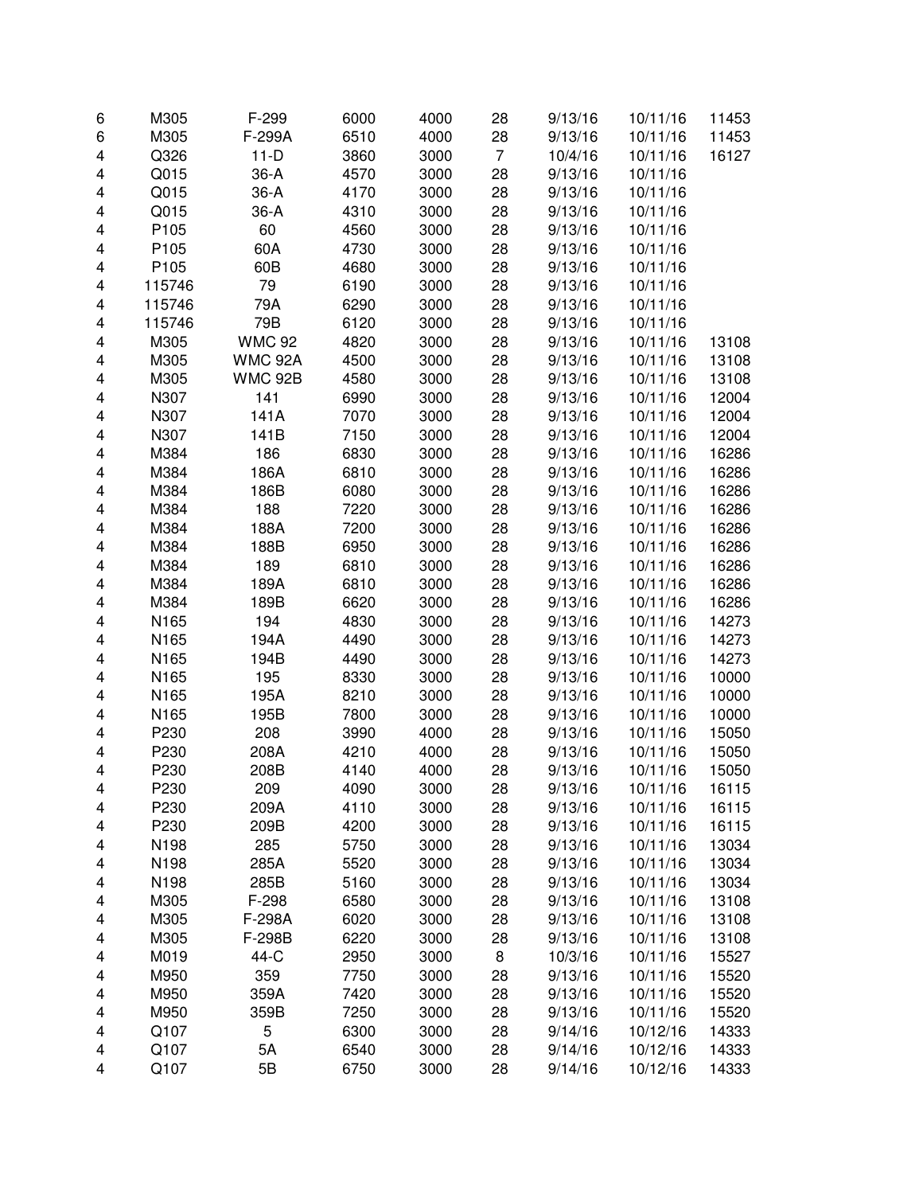| | | | | | | | | |
|---|---|---|---|---|---|---|---|---|
| 6 | M305 | F-299 | 6000 | 4000 | 28 | 9/13/16 | 10/11/16 | 11453 |
| 6 | M305 | F-299A | 6510 | 4000 | 28 | 9/13/16 | 10/11/16 | 11453 |
| 4 | Q326 | 11-D | 3860 | 3000 | 7 | 10/4/16 | 10/11/16 | 16127 |
| 4 | Q015 | 36-A | 4570 | 3000 | 28 | 9/13/16 | 10/11/16 | |
| 4 | Q015 | 36-A | 4170 | 3000 | 28 | 9/13/16 | 10/11/16 | |
| 4 | Q015 | 36-A | 4310 | 3000 | 28 | 9/13/16 | 10/11/16 | |
| 4 | P105 | 60 | 4560 | 3000 | 28 | 9/13/16 | 10/11/16 | |
| 4 | P105 | 60A | 4730 | 3000 | 28 | 9/13/16 | 10/11/16 | |
| 4 | P105 | 60B | 4680 | 3000 | 28 | 9/13/16 | 10/11/16 | |
| 4 | 115746 | 79 | 6190 | 3000 | 28 | 9/13/16 | 10/11/16 | |
| 4 | 115746 | 79A | 6290 | 3000 | 28 | 9/13/16 | 10/11/16 | |
| 4 | 115746 | 79B | 6120 | 3000 | 28 | 9/13/16 | 10/11/16 | |
| 4 | M305 | WMC 92 | 4820 | 3000 | 28 | 9/13/16 | 10/11/16 | 13108 |
| 4 | M305 | WMC 92A | 4500 | 3000 | 28 | 9/13/16 | 10/11/16 | 13108 |
| 4 | M305 | WMC 92B | 4580 | 3000 | 28 | 9/13/16 | 10/11/16 | 13108 |
| 4 | N307 | 141 | 6990 | 3000 | 28 | 9/13/16 | 10/11/16 | 12004 |
| 4 | N307 | 141A | 7070 | 3000 | 28 | 9/13/16 | 10/11/16 | 12004 |
| 4 | N307 | 141B | 7150 | 3000 | 28 | 9/13/16 | 10/11/16 | 12004 |
| 4 | M384 | 186 | 6830 | 3000 | 28 | 9/13/16 | 10/11/16 | 16286 |
| 4 | M384 | 186A | 6810 | 3000 | 28 | 9/13/16 | 10/11/16 | 16286 |
| 4 | M384 | 186B | 6080 | 3000 | 28 | 9/13/16 | 10/11/16 | 16286 |
| 4 | M384 | 188 | 7220 | 3000 | 28 | 9/13/16 | 10/11/16 | 16286 |
| 4 | M384 | 188A | 7200 | 3000 | 28 | 9/13/16 | 10/11/16 | 16286 |
| 4 | M384 | 188B | 6950 | 3000 | 28 | 9/13/16 | 10/11/16 | 16286 |
| 4 | M384 | 189 | 6810 | 3000 | 28 | 9/13/16 | 10/11/16 | 16286 |
| 4 | M384 | 189A | 6810 | 3000 | 28 | 9/13/16 | 10/11/16 | 16286 |
| 4 | M384 | 189B | 6620 | 3000 | 28 | 9/13/16 | 10/11/16 | 16286 |
| 4 | N165 | 194 | 4830 | 3000 | 28 | 9/13/16 | 10/11/16 | 14273 |
| 4 | N165 | 194A | 4490 | 3000 | 28 | 9/13/16 | 10/11/16 | 14273 |
| 4 | N165 | 194B | 4490 | 3000 | 28 | 9/13/16 | 10/11/16 | 14273 |
| 4 | N165 | 195 | 8330 | 3000 | 28 | 9/13/16 | 10/11/16 | 10000 |
| 4 | N165 | 195A | 8210 | 3000 | 28 | 9/13/16 | 10/11/16 | 10000 |
| 4 | N165 | 195B | 7800 | 3000 | 28 | 9/13/16 | 10/11/16 | 10000 |
| 4 | P230 | 208 | 3990 | 4000 | 28 | 9/13/16 | 10/11/16 | 15050 |
| 4 | P230 | 208A | 4210 | 4000 | 28 | 9/13/16 | 10/11/16 | 15050 |
| 4 | P230 | 208B | 4140 | 4000 | 28 | 9/13/16 | 10/11/16 | 15050 |
| 4 | P230 | 209 | 4090 | 3000 | 28 | 9/13/16 | 10/11/16 | 16115 |
| 4 | P230 | 209A | 4110 | 3000 | 28 | 9/13/16 | 10/11/16 | 16115 |
| 4 | P230 | 209B | 4200 | 3000 | 28 | 9/13/16 | 10/11/16 | 16115 |
| 4 | N198 | 285 | 5750 | 3000 | 28 | 9/13/16 | 10/11/16 | 13034 |
| 4 | N198 | 285A | 5520 | 3000 | 28 | 9/13/16 | 10/11/16 | 13034 |
| 4 | N198 | 285B | 5160 | 3000 | 28 | 9/13/16 | 10/11/16 | 13034 |
| 4 | M305 | F-298 | 6580 | 3000 | 28 | 9/13/16 | 10/11/16 | 13108 |
| 4 | M305 | F-298A | 6020 | 3000 | 28 | 9/13/16 | 10/11/16 | 13108 |
| 4 | M305 | F-298B | 6220 | 3000 | 28 | 9/13/16 | 10/11/16 | 13108 |
| 4 | M019 | 44-C | 2950 | 3000 | 8 | 10/3/16 | 10/11/16 | 15527 |
| 4 | M950 | 359 | 7750 | 3000 | 28 | 9/13/16 | 10/11/16 | 15520 |
| 4 | M950 | 359A | 7420 | 3000 | 28 | 9/13/16 | 10/11/16 | 15520 |
| 4 | M950 | 359B | 7250 | 3000 | 28 | 9/13/16 | 10/11/16 | 15520 |
| 4 | Q107 | 5 | 6300 | 3000 | 28 | 9/14/16 | 10/12/16 | 14333 |
| 4 | Q107 | 5A | 6540 | 3000 | 28 | 9/14/16 | 10/12/16 | 14333 |
| 4 | Q107 | 5B | 6750 | 3000 | 28 | 9/14/16 | 10/12/16 | 14333 |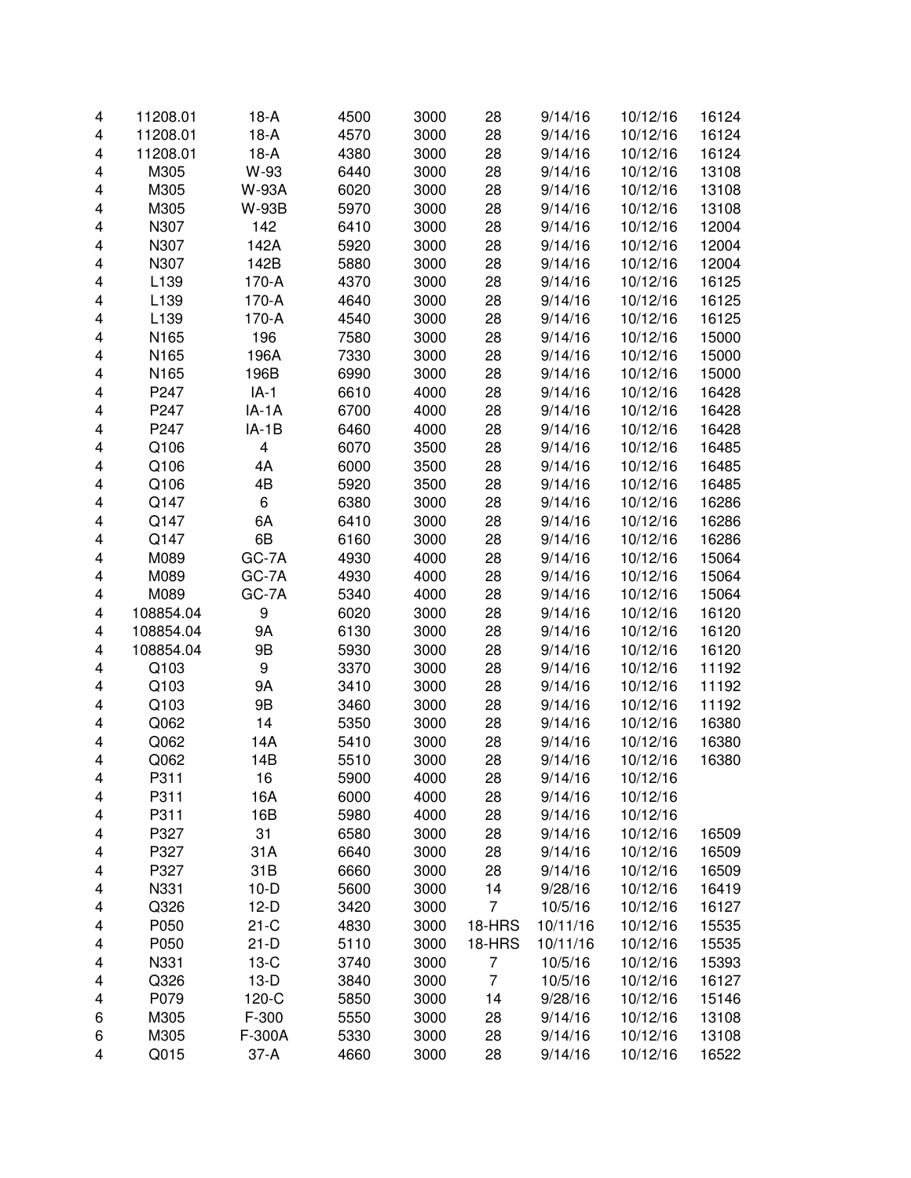| | | | | | | | | |
|---|---|---|---|---|---|---|---|---|
| 4 | 11208.01 | 18-A | 4500 | 3000 | 28 | 9/14/16 | 10/12/16 | 16124 |
| 4 | 11208.01 | 18-A | 4570 | 3000 | 28 | 9/14/16 | 10/12/16 | 16124 |
| 4 | 11208.01 | 18-A | 4380 | 3000 | 28 | 9/14/16 | 10/12/16 | 16124 |
| 4 | M305 | W-93 | 6440 | 3000 | 28 | 9/14/16 | 10/12/16 | 13108 |
| 4 | M305 | W-93A | 6020 | 3000 | 28 | 9/14/16 | 10/12/16 | 13108 |
| 4 | M305 | W-93B | 5970 | 3000 | 28 | 9/14/16 | 10/12/16 | 13108 |
| 4 | N307 | 142 | 6410 | 3000 | 28 | 9/14/16 | 10/12/16 | 12004 |
| 4 | N307 | 142A | 5920 | 3000 | 28 | 9/14/16 | 10/12/16 | 12004 |
| 4 | N307 | 142B | 5880 | 3000 | 28 | 9/14/16 | 10/12/16 | 12004 |
| 4 | L139 | 170-A | 4370 | 3000 | 28 | 9/14/16 | 10/12/16 | 16125 |
| 4 | L139 | 170-A | 4640 | 3000 | 28 | 9/14/16 | 10/12/16 | 16125 |
| 4 | L139 | 170-A | 4540 | 3000 | 28 | 9/14/16 | 10/12/16 | 16125 |
| 4 | N165 | 196 | 7580 | 3000 | 28 | 9/14/16 | 10/12/16 | 15000 |
| 4 | N165 | 196A | 7330 | 3000 | 28 | 9/14/16 | 10/12/16 | 15000 |
| 4 | N165 | 196B | 6990 | 3000 | 28 | 9/14/16 | 10/12/16 | 15000 |
| 4 | P247 | IA-1 | 6610 | 4000 | 28 | 9/14/16 | 10/12/16 | 16428 |
| 4 | P247 | IA-1A | 6700 | 4000 | 28 | 9/14/16 | 10/12/16 | 16428 |
| 4 | P247 | IA-1B | 6460 | 4000 | 28 | 9/14/16 | 10/12/16 | 16428 |
| 4 | Q106 | 4 | 6070 | 3500 | 28 | 9/14/16 | 10/12/16 | 16485 |
| 4 | Q106 | 4A | 6000 | 3500 | 28 | 9/14/16 | 10/12/16 | 16485 |
| 4 | Q106 | 4B | 5920 | 3500 | 28 | 9/14/16 | 10/12/16 | 16485 |
| 4 | Q147 | 6 | 6380 | 3000 | 28 | 9/14/16 | 10/12/16 | 16286 |
| 4 | Q147 | 6A | 6410 | 3000 | 28 | 9/14/16 | 10/12/16 | 16286 |
| 4 | Q147 | 6B | 6160 | 3000 | 28 | 9/14/16 | 10/12/16 | 16286 |
| 4 | M089 | GC-7A | 4930 | 4000 | 28 | 9/14/16 | 10/12/16 | 15064 |
| 4 | M089 | GC-7A | 4930 | 4000 | 28 | 9/14/16 | 10/12/16 | 15064 |
| 4 | M089 | GC-7A | 5340 | 4000 | 28 | 9/14/16 | 10/12/16 | 15064 |
| 4 | 108854.04 | 9 | 6020 | 3000 | 28 | 9/14/16 | 10/12/16 | 16120 |
| 4 | 108854.04 | 9A | 6130 | 3000 | 28 | 9/14/16 | 10/12/16 | 16120 |
| 4 | 108854.04 | 9B | 5930 | 3000 | 28 | 9/14/16 | 10/12/16 | 16120 |
| 4 | Q103 | 9 | 3370 | 3000 | 28 | 9/14/16 | 10/12/16 | 11192 |
| 4 | Q103 | 9A | 3410 | 3000 | 28 | 9/14/16 | 10/12/16 | 11192 |
| 4 | Q103 | 9B | 3460 | 3000 | 28 | 9/14/16 | 10/12/16 | 11192 |
| 4 | Q062 | 14 | 5350 | 3000 | 28 | 9/14/16 | 10/12/16 | 16380 |
| 4 | Q062 | 14A | 5410 | 3000 | 28 | 9/14/16 | 10/12/16 | 16380 |
| 4 | Q062 | 14B | 5510 | 3000 | 28 | 9/14/16 | 10/12/16 | 16380 |
| 4 | P311 | 16 | 5900 | 4000 | 28 | 9/14/16 | 10/12/16 | |
| 4 | P311 | 16A | 6000 | 4000 | 28 | 9/14/16 | 10/12/16 | |
| 4 | P311 | 16B | 5980 | 4000 | 28 | 9/14/16 | 10/12/16 | |
| 4 | P327 | 31 | 6580 | 3000 | 28 | 9/14/16 | 10/12/16 | 16509 |
| 4 | P327 | 31A | 6640 | 3000 | 28 | 9/14/16 | 10/12/16 | 16509 |
| 4 | P327 | 31B | 6660 | 3000 | 28 | 9/14/16 | 10/12/16 | 16509 |
| 4 | N331 | 10-D | 5600 | 3000 | 14 | 9/28/16 | 10/12/16 | 16419 |
| 4 | Q326 | 12-D | 3420 | 3000 | 7 | 10/5/16 | 10/12/16 | 16127 |
| 4 | P050 | 21-C | 4830 | 3000 | 18-HRS | 10/11/16 | 10/12/16 | 15535 |
| 4 | P050 | 21-D | 5110 | 3000 | 18-HRS | 10/11/16 | 10/12/16 | 15535 |
| 4 | N331 | 13-C | 3740 | 3000 | 7 | 10/5/16 | 10/12/16 | 15393 |
| 4 | Q326 | 13-D | 3840 | 3000 | 7 | 10/5/16 | 10/12/16 | 16127 |
| 4 | P079 | 120-C | 5850 | 3000 | 14 | 9/28/16 | 10/12/16 | 15146 |
| 6 | M305 | F-300 | 5550 | 3000 | 28 | 9/14/16 | 10/12/16 | 13108 |
| 6 | M305 | F-300A | 5330 | 3000 | 28 | 9/14/16 | 10/12/16 | 13108 |
| 4 | Q015 | 37-A | 4660 | 3000 | 28 | 9/14/16 | 10/12/16 | 16522 |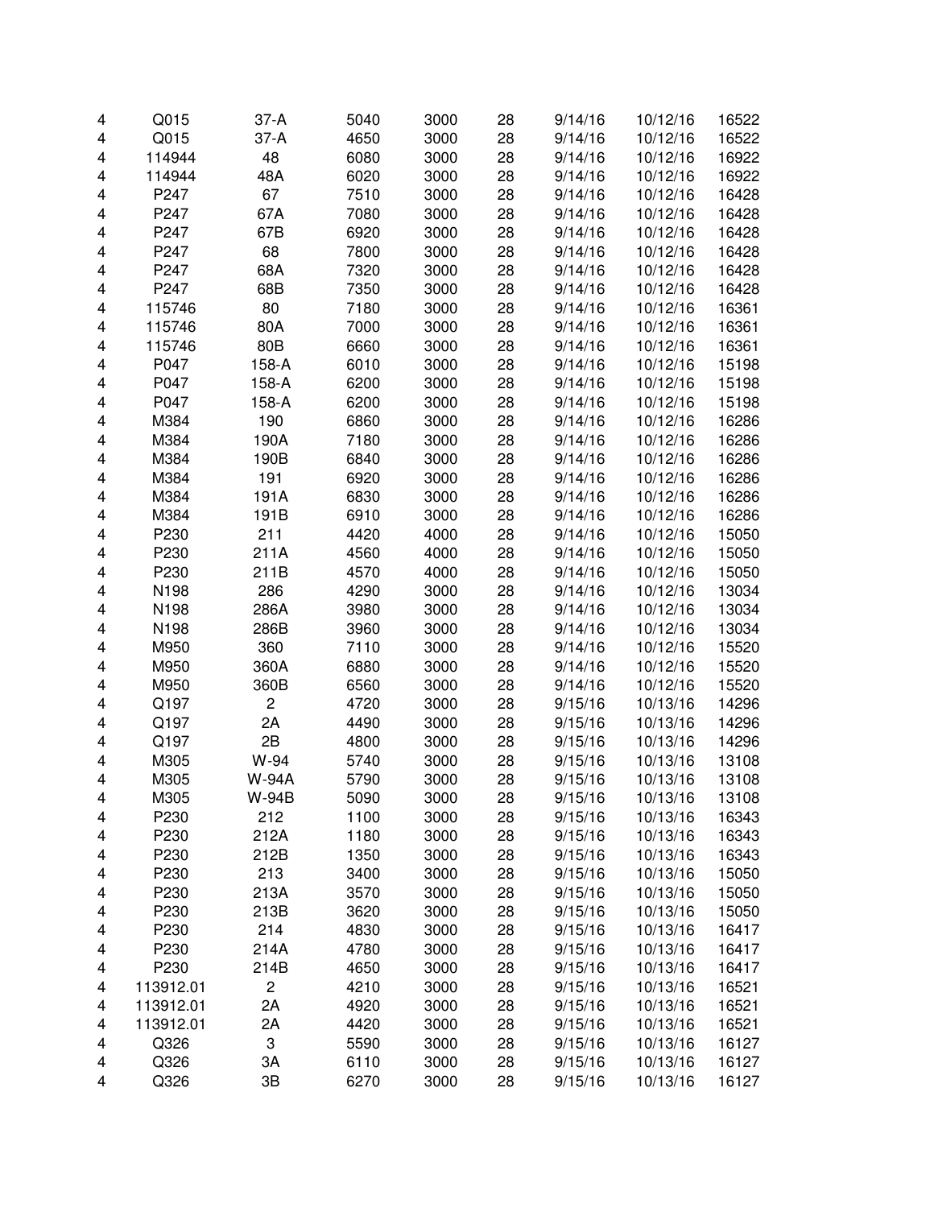| | | | | | | | | |
|---|---|---|---|---|---|---|---|---|
| 4 | Q015 | 37-A | 5040 | 3000 | 28 | 9/14/16 | 10/12/16 | 16522 |
| 4 | Q015 | 37-A | 4650 | 3000 | 28 | 9/14/16 | 10/12/16 | 16522 |
| 4 | 114944 | 48 | 6080 | 3000 | 28 | 9/14/16 | 10/12/16 | 16922 |
| 4 | 114944 | 48A | 6020 | 3000 | 28 | 9/14/16 | 10/12/16 | 16922 |
| 4 | P247 | 67 | 7510 | 3000 | 28 | 9/14/16 | 10/12/16 | 16428 |
| 4 | P247 | 67A | 7080 | 3000 | 28 | 9/14/16 | 10/12/16 | 16428 |
| 4 | P247 | 67B | 6920 | 3000 | 28 | 9/14/16 | 10/12/16 | 16428 |
| 4 | P247 | 68 | 7800 | 3000 | 28 | 9/14/16 | 10/12/16 | 16428 |
| 4 | P247 | 68A | 7320 | 3000 | 28 | 9/14/16 | 10/12/16 | 16428 |
| 4 | P247 | 68B | 7350 | 3000 | 28 | 9/14/16 | 10/12/16 | 16428 |
| 4 | 115746 | 80 | 7180 | 3000 | 28 | 9/14/16 | 10/12/16 | 16361 |
| 4 | 115746 | 80A | 7000 | 3000 | 28 | 9/14/16 | 10/12/16 | 16361 |
| 4 | 115746 | 80B | 6660 | 3000 | 28 | 9/14/16 | 10/12/16 | 16361 |
| 4 | P047 | 158-A | 6010 | 3000 | 28 | 9/14/16 | 10/12/16 | 15198 |
| 4 | P047 | 158-A | 6200 | 3000 | 28 | 9/14/16 | 10/12/16 | 15198 |
| 4 | P047 | 158-A | 6200 | 3000 | 28 | 9/14/16 | 10/12/16 | 15198 |
| 4 | M384 | 190 | 6860 | 3000 | 28 | 9/14/16 | 10/12/16 | 16286 |
| 4 | M384 | 190A | 7180 | 3000 | 28 | 9/14/16 | 10/12/16 | 16286 |
| 4 | M384 | 190B | 6840 | 3000 | 28 | 9/14/16 | 10/12/16 | 16286 |
| 4 | M384 | 191 | 6920 | 3000 | 28 | 9/14/16 | 10/12/16 | 16286 |
| 4 | M384 | 191A | 6830 | 3000 | 28 | 9/14/16 | 10/12/16 | 16286 |
| 4 | M384 | 191B | 6910 | 3000 | 28 | 9/14/16 | 10/12/16 | 16286 |
| 4 | P230 | 211 | 4420 | 4000 | 28 | 9/14/16 | 10/12/16 | 15050 |
| 4 | P230 | 211A | 4560 | 4000 | 28 | 9/14/16 | 10/12/16 | 15050 |
| 4 | P230 | 211B | 4570 | 4000 | 28 | 9/14/16 | 10/12/16 | 15050 |
| 4 | N198 | 286 | 4290 | 3000 | 28 | 9/14/16 | 10/12/16 | 13034 |
| 4 | N198 | 286A | 3980 | 3000 | 28 | 9/14/16 | 10/12/16 | 13034 |
| 4 | N198 | 286B | 3960 | 3000 | 28 | 9/14/16 | 10/12/16 | 13034 |
| 4 | M950 | 360 | 7110 | 3000 | 28 | 9/14/16 | 10/12/16 | 15520 |
| 4 | M950 | 360A | 6880 | 3000 | 28 | 9/14/16 | 10/12/16 | 15520 |
| 4 | M950 | 360B | 6560 | 3000 | 28 | 9/14/16 | 10/12/16 | 15520 |
| 4 | Q197 | 2 | 4720 | 3000 | 28 | 9/15/16 | 10/13/16 | 14296 |
| 4 | Q197 | 2A | 4490 | 3000 | 28 | 9/15/16 | 10/13/16 | 14296 |
| 4 | Q197 | 2B | 4800 | 3000 | 28 | 9/15/16 | 10/13/16 | 14296 |
| 4 | M305 | W-94 | 5740 | 3000 | 28 | 9/15/16 | 10/13/16 | 13108 |
| 4 | M305 | W-94A | 5790 | 3000 | 28 | 9/15/16 | 10/13/16 | 13108 |
| 4 | M305 | W-94B | 5090 | 3000 | 28 | 9/15/16 | 10/13/16 | 13108 |
| 4 | P230 | 212 | 1100 | 3000 | 28 | 9/15/16 | 10/13/16 | 16343 |
| 4 | P230 | 212A | 1180 | 3000 | 28 | 9/15/16 | 10/13/16 | 16343 |
| 4 | P230 | 212B | 1350 | 3000 | 28 | 9/15/16 | 10/13/16 | 16343 |
| 4 | P230 | 213 | 3400 | 3000 | 28 | 9/15/16 | 10/13/16 | 15050 |
| 4 | P230 | 213A | 3570 | 3000 | 28 | 9/15/16 | 10/13/16 | 15050 |
| 4 | P230 | 213B | 3620 | 3000 | 28 | 9/15/16 | 10/13/16 | 15050 |
| 4 | P230 | 214 | 4830 | 3000 | 28 | 9/15/16 | 10/13/16 | 16417 |
| 4 | P230 | 214A | 4780 | 3000 | 28 | 9/15/16 | 10/13/16 | 16417 |
| 4 | P230 | 214B | 4650 | 3000 | 28 | 9/15/16 | 10/13/16 | 16417 |
| 4 | 113912.01 | 2 | 4210 | 3000 | 28 | 9/15/16 | 10/13/16 | 16521 |
| 4 | 113912.01 | 2A | 4920 | 3000 | 28 | 9/15/16 | 10/13/16 | 16521 |
| 4 | 113912.01 | 2A | 4420 | 3000 | 28 | 9/15/16 | 10/13/16 | 16521 |
| 4 | Q326 | 3 | 5590 | 3000 | 28 | 9/15/16 | 10/13/16 | 16127 |
| 4 | Q326 | 3A | 6110 | 3000 | 28 | 9/15/16 | 10/13/16 | 16127 |
| 4 | Q326 | 3B | 6270 | 3000 | 28 | 9/15/16 | 10/13/16 | 16127 |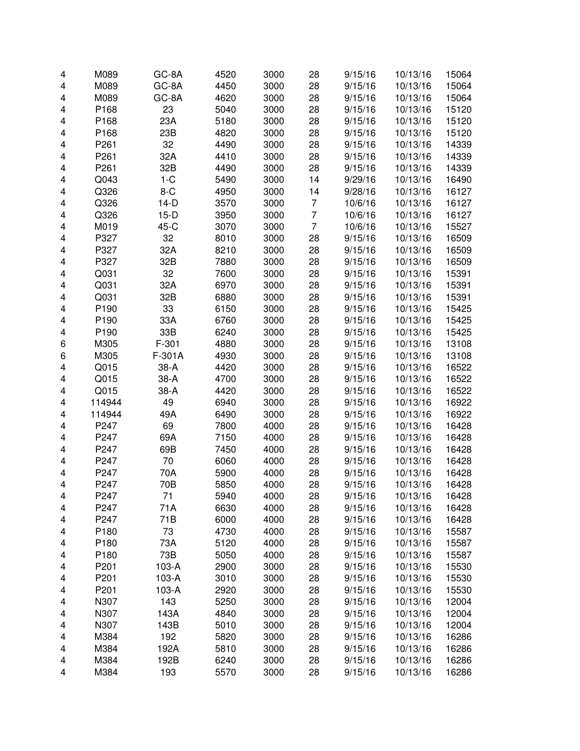| | | | | | | | | |
|---|---|---|---|---|---|---|---|---|
| 4 | M089 | GC-8A | 4520 | 3000 | 28 | 9/15/16 | 10/13/16 | 15064 |
| 4 | M089 | GC-8A | 4450 | 3000 | 28 | 9/15/16 | 10/13/16 | 15064 |
| 4 | M089 | GC-8A | 4620 | 3000 | 28 | 9/15/16 | 10/13/16 | 15064 |
| 4 | P168 | 23 | 5040 | 3000 | 28 | 9/15/16 | 10/13/16 | 15120 |
| 4 | P168 | 23A | 5180 | 3000 | 28 | 9/15/16 | 10/13/16 | 15120 |
| 4 | P168 | 23B | 4820 | 3000 | 28 | 9/15/16 | 10/13/16 | 15120 |
| 4 | P261 | 32 | 4490 | 3000 | 28 | 9/15/16 | 10/13/16 | 14339 |
| 4 | P261 | 32A | 4410 | 3000 | 28 | 9/15/16 | 10/13/16 | 14339 |
| 4 | P261 | 32B | 4490 | 3000 | 28 | 9/15/16 | 10/13/16 | 14339 |
| 4 | Q043 | 1-C | 5490 | 3000 | 14 | 9/29/16 | 10/13/16 | 16490 |
| 4 | Q326 | 8-C | 4950 | 3000 | 14 | 9/28/16 | 10/13/16 | 16127 |
| 4 | Q326 | 14-D | 3570 | 3000 | 7 | 10/6/16 | 10/13/16 | 16127 |
| 4 | Q326 | 15-D | 3950 | 3000 | 7 | 10/6/16 | 10/13/16 | 16127 |
| 4 | M019 | 45-C | 3070 | 3000 | 7 | 10/6/16 | 10/13/16 | 15527 |
| 4 | P327 | 32 | 8010 | 3000 | 28 | 9/15/16 | 10/13/16 | 16509 |
| 4 | P327 | 32A | 8210 | 3000 | 28 | 9/15/16 | 10/13/16 | 16509 |
| 4 | P327 | 32B | 7880 | 3000 | 28 | 9/15/16 | 10/13/16 | 16509 |
| 4 | Q031 | 32 | 7600 | 3000 | 28 | 9/15/16 | 10/13/16 | 15391 |
| 4 | Q031 | 32A | 6970 | 3000 | 28 | 9/15/16 | 10/13/16 | 15391 |
| 4 | Q031 | 32B | 6880 | 3000 | 28 | 9/15/16 | 10/13/16 | 15391 |
| 4 | P190 | 33 | 6150 | 3000 | 28 | 9/15/16 | 10/13/16 | 15425 |
| 4 | P190 | 33A | 6760 | 3000 | 28 | 9/15/16 | 10/13/16 | 15425 |
| 4 | P190 | 33B | 6240 | 3000 | 28 | 9/15/16 | 10/13/16 | 15425 |
| 6 | M305 | F-301 | 4880 | 3000 | 28 | 9/15/16 | 10/13/16 | 13108 |
| 6 | M305 | F-301A | 4930 | 3000 | 28 | 9/15/16 | 10/13/16 | 13108 |
| 4 | Q015 | 38-A | 4420 | 3000 | 28 | 9/15/16 | 10/13/16 | 16522 |
| 4 | Q015 | 38-A | 4700 | 3000 | 28 | 9/15/16 | 10/13/16 | 16522 |
| 4 | Q015 | 38-A | 4420 | 3000 | 28 | 9/15/16 | 10/13/16 | 16522 |
| 4 | 114944 | 49 | 6940 | 3000 | 28 | 9/15/16 | 10/13/16 | 16922 |
| 4 | 114944 | 49A | 6490 | 3000 | 28 | 9/15/16 | 10/13/16 | 16922 |
| 4 | P247 | 69 | 7800 | 4000 | 28 | 9/15/16 | 10/13/16 | 16428 |
| 4 | P247 | 69A | 7150 | 4000 | 28 | 9/15/16 | 10/13/16 | 16428 |
| 4 | P247 | 69B | 7450 | 4000 | 28 | 9/15/16 | 10/13/16 | 16428 |
| 4 | P247 | 70 | 6060 | 4000 | 28 | 9/15/16 | 10/13/16 | 16428 |
| 4 | P247 | 70A | 5900 | 4000 | 28 | 9/15/16 | 10/13/16 | 16428 |
| 4 | P247 | 70B | 5850 | 4000 | 28 | 9/15/16 | 10/13/16 | 16428 |
| 4 | P247 | 71 | 5940 | 4000 | 28 | 9/15/16 | 10/13/16 | 16428 |
| 4 | P247 | 71A | 6630 | 4000 | 28 | 9/15/16 | 10/13/16 | 16428 |
| 4 | P247 | 71B | 6000 | 4000 | 28 | 9/15/16 | 10/13/16 | 16428 |
| 4 | P180 | 73 | 4730 | 4000 | 28 | 9/15/16 | 10/13/16 | 15587 |
| 4 | P180 | 73A | 5120 | 4000 | 28 | 9/15/16 | 10/13/16 | 15587 |
| 4 | P180 | 73B | 5050 | 4000 | 28 | 9/15/16 | 10/13/16 | 15587 |
| 4 | P201 | 103-A | 2900 | 3000 | 28 | 9/15/16 | 10/13/16 | 15530 |
| 4 | P201 | 103-A | 3010 | 3000 | 28 | 9/15/16 | 10/13/16 | 15530 |
| 4 | P201 | 103-A | 2920 | 3000 | 28 | 9/15/16 | 10/13/16 | 15530 |
| 4 | N307 | 143 | 5250 | 3000 | 28 | 9/15/16 | 10/13/16 | 12004 |
| 4 | N307 | 143A | 4840 | 3000 | 28 | 9/15/16 | 10/13/16 | 12004 |
| 4 | N307 | 143B | 5010 | 3000 | 28 | 9/15/16 | 10/13/16 | 12004 |
| 4 | M384 | 192 | 5820 | 3000 | 28 | 9/15/16 | 10/13/16 | 16286 |
| 4 | M384 | 192A | 5810 | 3000 | 28 | 9/15/16 | 10/13/16 | 16286 |
| 4 | M384 | 192B | 6240 | 3000 | 28 | 9/15/16 | 10/13/16 | 16286 |
| 4 | M384 | 193 | 5570 | 3000 | 28 | 9/15/16 | 10/13/16 | 16286 |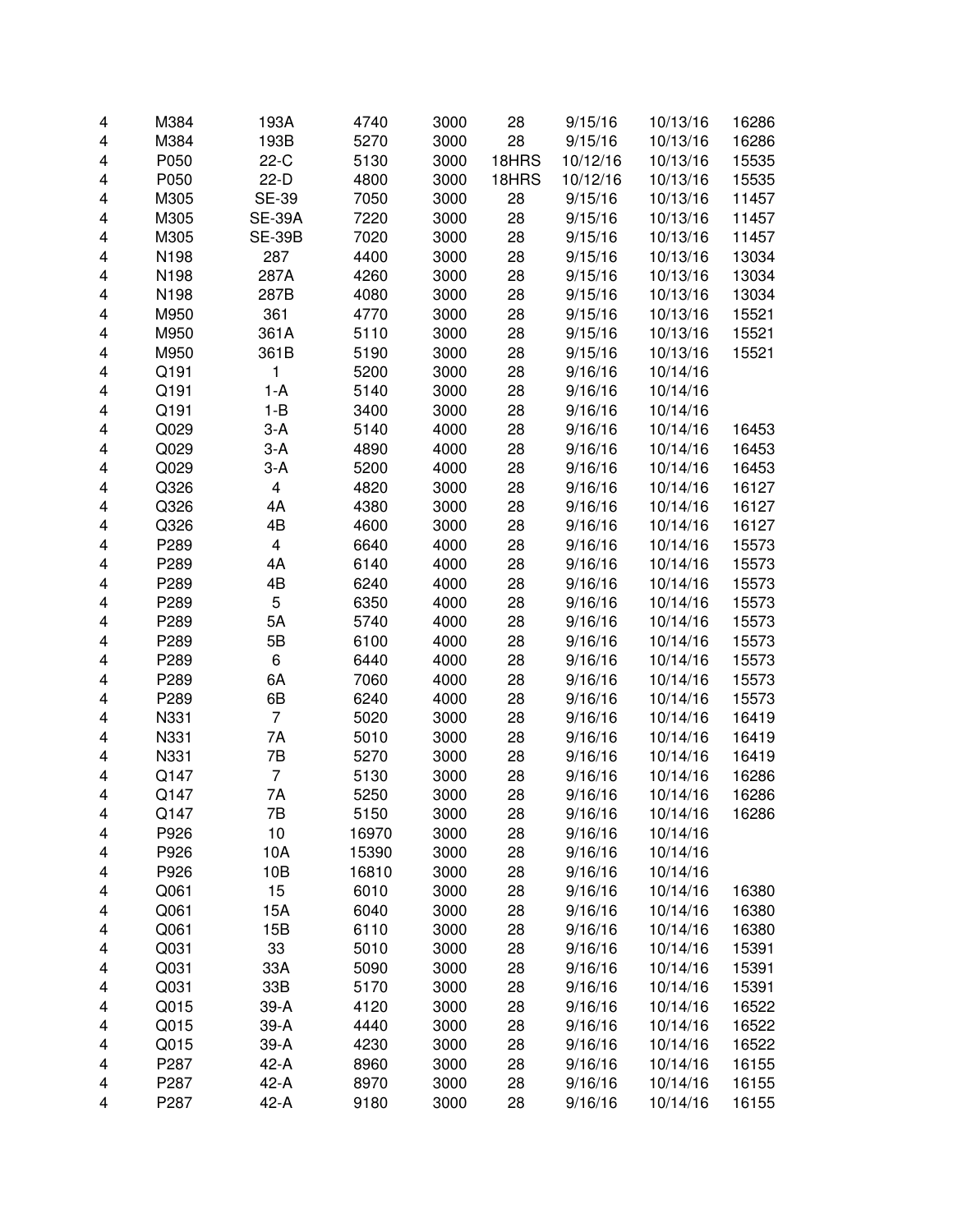| | | | | | | | | |
|---|---|---|---|---|---|---|---|---|
| 4 | M384 | 193A | 4740 | 3000 | 28 | 9/15/16 | 10/13/16 | 16286 |
| 4 | M384 | 193B | 5270 | 3000 | 28 | 9/15/16 | 10/13/16 | 16286 |
| 4 | P050 | 22-C | 5130 | 3000 | 18HRS | 10/12/16 | 10/13/16 | 15535 |
| 4 | P050 | 22-D | 4800 | 3000 | 18HRS | 10/12/16 | 10/13/16 | 15535 |
| 4 | M305 | SE-39 | 7050 | 3000 | 28 | 9/15/16 | 10/13/16 | 11457 |
| 4 | M305 | SE-39A | 7220 | 3000 | 28 | 9/15/16 | 10/13/16 | 11457 |
| 4 | M305 | SE-39B | 7020 | 3000 | 28 | 9/15/16 | 10/13/16 | 11457 |
| 4 | N198 | 287 | 4400 | 3000 | 28 | 9/15/16 | 10/13/16 | 13034 |
| 4 | N198 | 287A | 4260 | 3000 | 28 | 9/15/16 | 10/13/16 | 13034 |
| 4 | N198 | 287B | 4080 | 3000 | 28 | 9/15/16 | 10/13/16 | 13034 |
| 4 | M950 | 361 | 4770 | 3000 | 28 | 9/15/16 | 10/13/16 | 15521 |
| 4 | M950 | 361A | 5110 | 3000 | 28 | 9/15/16 | 10/13/16 | 15521 |
| 4 | M950 | 361B | 5190 | 3000 | 28 | 9/15/16 | 10/13/16 | 15521 |
| 4 | Q191 | 1 | 5200 | 3000 | 28 | 9/16/16 | 10/14/16 | |
| 4 | Q191 | 1-A | 5140 | 3000 | 28 | 9/16/16 | 10/14/16 | |
| 4 | Q191 | 1-B | 3400 | 3000 | 28 | 9/16/16 | 10/14/16 | |
| 4 | Q029 | 3-A | 5140 | 4000 | 28 | 9/16/16 | 10/14/16 | 16453 |
| 4 | Q029 | 3-A | 4890 | 4000 | 28 | 9/16/16 | 10/14/16 | 16453 |
| 4 | Q029 | 3-A | 5200 | 4000 | 28 | 9/16/16 | 10/14/16 | 16453 |
| 4 | Q326 | 4 | 4820 | 3000 | 28 | 9/16/16 | 10/14/16 | 16127 |
| 4 | Q326 | 4A | 4380 | 3000 | 28 | 9/16/16 | 10/14/16 | 16127 |
| 4 | Q326 | 4B | 4600 | 3000 | 28 | 9/16/16 | 10/14/16 | 16127 |
| 4 | P289 | 4 | 6640 | 4000 | 28 | 9/16/16 | 10/14/16 | 15573 |
| 4 | P289 | 4A | 6140 | 4000 | 28 | 9/16/16 | 10/14/16 | 15573 |
| 4 | P289 | 4B | 6240 | 4000 | 28 | 9/16/16 | 10/14/16 | 15573 |
| 4 | P289 | 5 | 6350 | 4000 | 28 | 9/16/16 | 10/14/16 | 15573 |
| 4 | P289 | 5A | 5740 | 4000 | 28 | 9/16/16 | 10/14/16 | 15573 |
| 4 | P289 | 5B | 6100 | 4000 | 28 | 9/16/16 | 10/14/16 | 15573 |
| 4 | P289 | 6 | 6440 | 4000 | 28 | 9/16/16 | 10/14/16 | 15573 |
| 4 | P289 | 6A | 7060 | 4000 | 28 | 9/16/16 | 10/14/16 | 15573 |
| 4 | P289 | 6B | 6240 | 4000 | 28 | 9/16/16 | 10/14/16 | 15573 |
| 4 | N331 | 7 | 5020 | 3000 | 28 | 9/16/16 | 10/14/16 | 16419 |
| 4 | N331 | 7A | 5010 | 3000 | 28 | 9/16/16 | 10/14/16 | 16419 |
| 4 | N331 | 7B | 5270 | 3000 | 28 | 9/16/16 | 10/14/16 | 16419 |
| 4 | Q147 | 7 | 5130 | 3000 | 28 | 9/16/16 | 10/14/16 | 16286 |
| 4 | Q147 | 7A | 5250 | 3000 | 28 | 9/16/16 | 10/14/16 | 16286 |
| 4 | Q147 | 7B | 5150 | 3000 | 28 | 9/16/16 | 10/14/16 | 16286 |
| 4 | P926 | 10 | 16970 | 3000 | 28 | 9/16/16 | 10/14/16 | |
| 4 | P926 | 10A | 15390 | 3000 | 28 | 9/16/16 | 10/14/16 | |
| 4 | P926 | 10B | 16810 | 3000 | 28 | 9/16/16 | 10/14/16 | |
| 4 | Q061 | 15 | 6010 | 3000 | 28 | 9/16/16 | 10/14/16 | 16380 |
| 4 | Q061 | 15A | 6040 | 3000 | 28 | 9/16/16 | 10/14/16 | 16380 |
| 4 | Q061 | 15B | 6110 | 3000 | 28 | 9/16/16 | 10/14/16 | 16380 |
| 4 | Q031 | 33 | 5010 | 3000 | 28 | 9/16/16 | 10/14/16 | 15391 |
| 4 | Q031 | 33A | 5090 | 3000 | 28 | 9/16/16 | 10/14/16 | 15391 |
| 4 | Q031 | 33B | 5170 | 3000 | 28 | 9/16/16 | 10/14/16 | 15391 |
| 4 | Q015 | 39-A | 4120 | 3000 | 28 | 9/16/16 | 10/14/16 | 16522 |
| 4 | Q015 | 39-A | 4440 | 3000 | 28 | 9/16/16 | 10/14/16 | 16522 |
| 4 | Q015 | 39-A | 4230 | 3000 | 28 | 9/16/16 | 10/14/16 | 16522 |
| 4 | P287 | 42-A | 8960 | 3000 | 28 | 9/16/16 | 10/14/16 | 16155 |
| 4 | P287 | 42-A | 8970 | 3000 | 28 | 9/16/16 | 10/14/16 | 16155 |
| 4 | P287 | 42-A | 9180 | 3000 | 28 | 9/16/16 | 10/14/16 | 16155 |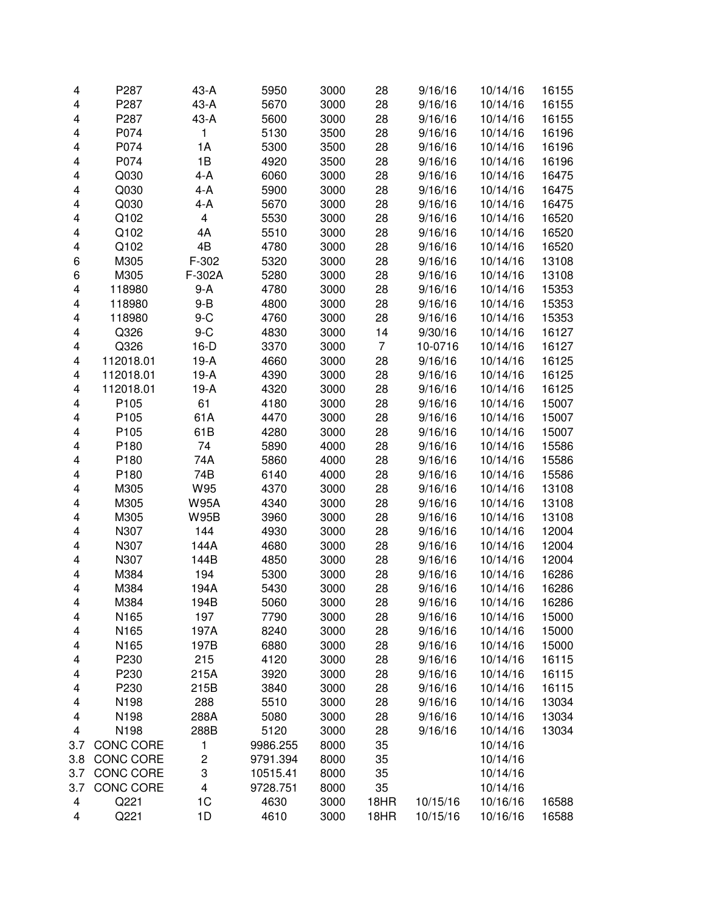| | | | | | | | | |
|---|---|---|---|---|---|---|---|---|
| 4 | P287 | 43-A | 5950 | 3000 | 28 | 9/16/16 | 10/14/16 | 16155 |
| 4 | P287 | 43-A | 5670 | 3000 | 28 | 9/16/16 | 10/14/16 | 16155 |
| 4 | P287 | 43-A | 5600 | 3000 | 28 | 9/16/16 | 10/14/16 | 16155 |
| 4 | P074 | 1 | 5130 | 3500 | 28 | 9/16/16 | 10/14/16 | 16196 |
| 4 | P074 | 1A | 5300 | 3500 | 28 | 9/16/16 | 10/14/16 | 16196 |
| 4 | P074 | 1B | 4920 | 3500 | 28 | 9/16/16 | 10/14/16 | 16196 |
| 4 | Q030 | 4-A | 6060 | 3000 | 28 | 9/16/16 | 10/14/16 | 16475 |
| 4 | Q030 | 4-A | 5900 | 3000 | 28 | 9/16/16 | 10/14/16 | 16475 |
| 4 | Q030 | 4-A | 5670 | 3000 | 28 | 9/16/16 | 10/14/16 | 16475 |
| 4 | Q102 | 4 | 5530 | 3000 | 28 | 9/16/16 | 10/14/16 | 16520 |
| 4 | Q102 | 4A | 5510 | 3000 | 28 | 9/16/16 | 10/14/16 | 16520 |
| 4 | Q102 | 4B | 4780 | 3000 | 28 | 9/16/16 | 10/14/16 | 16520 |
| 6 | M305 | F-302 | 5320 | 3000 | 28 | 9/16/16 | 10/14/16 | 13108 |
| 6 | M305 | F-302A | 5280 | 3000 | 28 | 9/16/16 | 10/14/16 | 13108 |
| 4 | 118980 | 9-A | 4780 | 3000 | 28 | 9/16/16 | 10/14/16 | 15353 |
| 4 | 118980 | 9-B | 4800 | 3000 | 28 | 9/16/16 | 10/14/16 | 15353 |
| 4 | 118980 | 9-C | 4760 | 3000 | 28 | 9/16/16 | 10/14/16 | 15353 |
| 4 | Q326 | 9-C | 4830 | 3000 | 14 | 9/30/16 | 10/14/16 | 16127 |
| 4 | Q326 | 16-D | 3370 | 3000 | 7 | 10-0716 | 10/14/16 | 16127 |
| 4 | 112018.01 | 19-A | 4660 | 3000 | 28 | 9/16/16 | 10/14/16 | 16125 |
| 4 | 112018.01 | 19-A | 4390 | 3000 | 28 | 9/16/16 | 10/14/16 | 16125 |
| 4 | 112018.01 | 19-A | 4320 | 3000 | 28 | 9/16/16 | 10/14/16 | 16125 |
| 4 | P105 | 61 | 4180 | 3000 | 28 | 9/16/16 | 10/14/16 | 15007 |
| 4 | P105 | 61A | 4470 | 3000 | 28 | 9/16/16 | 10/14/16 | 15007 |
| 4 | P105 | 61B | 4280 | 3000 | 28 | 9/16/16 | 10/14/16 | 15007 |
| 4 | P180 | 74 | 5890 | 4000 | 28 | 9/16/16 | 10/14/16 | 15586 |
| 4 | P180 | 74A | 5860 | 4000 | 28 | 9/16/16 | 10/14/16 | 15586 |
| 4 | P180 | 74B | 6140 | 4000 | 28 | 9/16/16 | 10/14/16 | 15586 |
| 4 | M305 | W95 | 4370 | 3000 | 28 | 9/16/16 | 10/14/16 | 13108 |
| 4 | M305 | W95A | 4340 | 3000 | 28 | 9/16/16 | 10/14/16 | 13108 |
| 4 | M305 | W95B | 3960 | 3000 | 28 | 9/16/16 | 10/14/16 | 13108 |
| 4 | N307 | 144 | 4930 | 3000 | 28 | 9/16/16 | 10/14/16 | 12004 |
| 4 | N307 | 144A | 4680 | 3000 | 28 | 9/16/16 | 10/14/16 | 12004 |
| 4 | N307 | 144B | 4850 | 3000 | 28 | 9/16/16 | 10/14/16 | 12004 |
| 4 | M384 | 194 | 5300 | 3000 | 28 | 9/16/16 | 10/14/16 | 16286 |
| 4 | M384 | 194A | 5430 | 3000 | 28 | 9/16/16 | 10/14/16 | 16286 |
| 4 | M384 | 194B | 5060 | 3000 | 28 | 9/16/16 | 10/14/16 | 16286 |
| 4 | N165 | 197 | 7790 | 3000 | 28 | 9/16/16 | 10/14/16 | 15000 |
| 4 | N165 | 197A | 8240 | 3000 | 28 | 9/16/16 | 10/14/16 | 15000 |
| 4 | N165 | 197B | 6880 | 3000 | 28 | 9/16/16 | 10/14/16 | 15000 |
| 4 | P230 | 215 | 4120 | 3000 | 28 | 9/16/16 | 10/14/16 | 16115 |
| 4 | P230 | 215A | 3920 | 3000 | 28 | 9/16/16 | 10/14/16 | 16115 |
| 4 | P230 | 215B | 3840 | 3000 | 28 | 9/16/16 | 10/14/16 | 16115 |
| 4 | N198 | 288 | 5510 | 3000 | 28 | 9/16/16 | 10/14/16 | 13034 |
| 4 | N198 | 288A | 5080 | 3000 | 28 | 9/16/16 | 10/14/16 | 13034 |
| 4 | N198 | 288B | 5120 | 3000 | 28 | 9/16/16 | 10/14/16 | 13034 |
| 3.7 | CONC CORE | 1 | 9986.255 | 8000 | 35 | | 10/14/16 | |
| 3.8 | CONC CORE | 2 | 9791.394 | 8000 | 35 | | 10/14/16 | |
| 3.7 | CONC CORE | 3 | 10515.41 | 8000 | 35 | | 10/14/16 | |
| 3.7 | CONC CORE | 4 | 9728.751 | 8000 | 35 | | 10/14/16 | |
| 4 | Q221 | 1C | 4630 | 3000 | 18HR | 10/15/16 | 10/16/16 | 16588 |
| 4 | Q221 | 1D | 4610 | 3000 | 18HR | 10/15/16 | 10/16/16 | 16588 |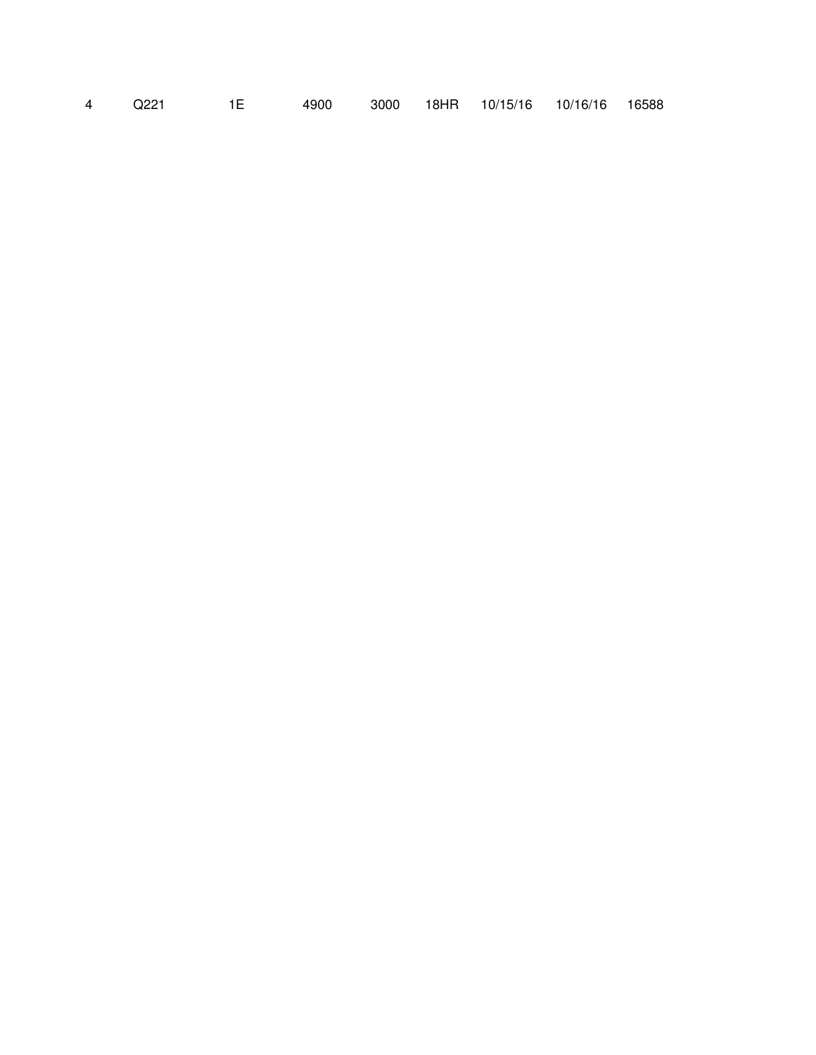| | | | | | | | | |
|---|---|---|---|---|---|---|---|---|
| 4 | Q221 | 1E | 4900 | 3000 | 18HR | 10/15/16 | 10/16/16 | 16588 |